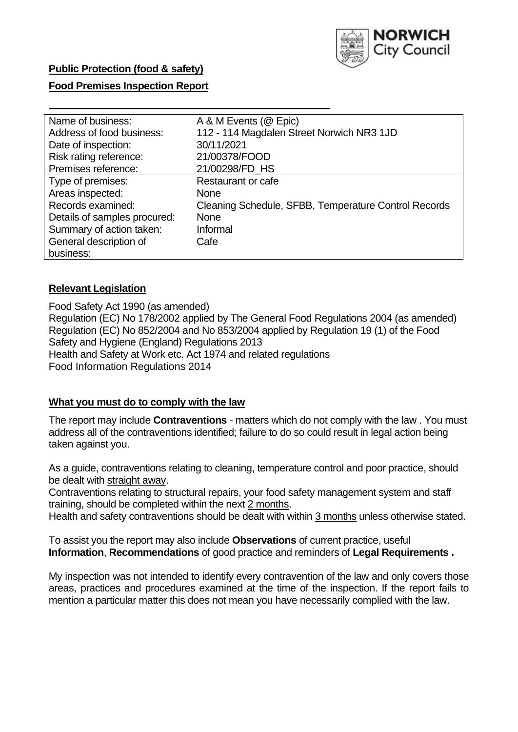**Public Protection (food & safety)**

**Food Premises Inspection Report**

| Name of business: | A & M Events (@ Epic) |
|---|---|
| Address of food business: | 112 - 114 Magdalen Street Norwich NR3 1JD |
| Date of inspection: | 30/11/2021 |
| Risk rating reference: | 21/00378/FOOD |
| Premises reference: | 21/00298/FD_HS |
| Type of premises: | Restaurant or cafe |
| Areas inspected: | None |
| Records examined: | Cleaning Schedule, SFBB, Temperature Control Records |
| Details of samples procured: | None |
| Summary of action taken: | Informal |
| General description of business: | Cafe |

## Relevant Legislation

Food Safety Act 1990 (as amended)
Regulation (EC) No 178/2002 applied by The General Food Regulations 2004 (as amended)
Regulation (EC) No 852/2004 and No 853/2004 applied by Regulation 19 (1) of the Food Safety and Hygiene (England) Regulations 2013
Health and Safety at Work etc. Act 1974 and related regulations
Food Information Regulations 2014

## What you must do to comply with the law

The report may include **Contraventions** - matters which do not comply with the law . You must address all of the contraventions identified; failure to do so could result in legal action being taken against you.

As a guide, contraventions relating to cleaning, temperature control and poor practice, should be dealt with straight away.

Contraventions relating to structural repairs, your food safety management system and staff training, should be completed within the next 2 months.

Health and safety contraventions should be dealt with within 3 months unless otherwise stated.

To assist you the report may also include **Observations** of current practice, useful **Information**, **Recommendations** of good practice and reminders of **Legal Requirements .**

My inspection was not intended to identify every contravention of the law and only covers those areas, practices and procedures examined at the time of the inspection. If the report fails to mention a particular matter this does not mean you have necessarily complied with the law.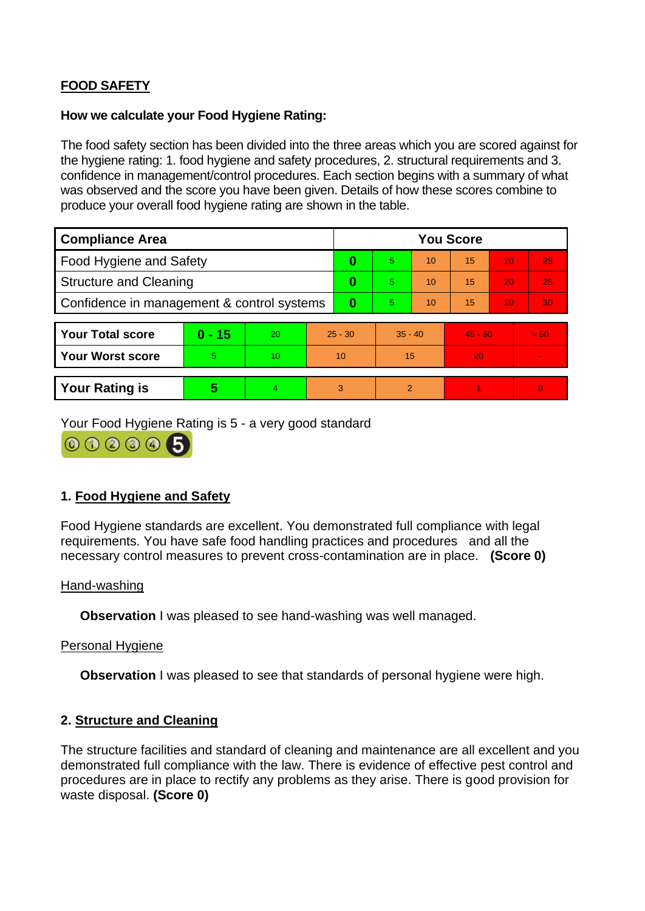**FOOD SAFETY**

**How we calculate your Food Hygiene Rating:**

The food safety section has been divided into the three areas which you are scored against for the hygiene rating: 1. food hygiene and safety procedures, 2. structural requirements and 3. confidence in management/control procedures. Each section begins with a summary of what was observed and the score you have been given. Details of how these scores combine to produce your overall food hygiene rating are shown in the table.

| Compliance Area | You Score | | | | | |
|---|---|---|---|---|---|---|
| Food Hygiene and Safety | **0** | 5 | 10 | 15 | 20 | 25 |
| Structure and Cleaning | **0** | 5 | 10 | 15 | 20 | 25 |
| Confidence in management & control systems | **0** | 5 | 10 | 15 | 20 | 30 |

| | | | | | | |
|---|---|---|---|---|---|---|
| **Your Total score** | **0 - 15** | 20 | 25 - 30 | 35 - 40 | 45 - 50 | > 50 |
| **Your Worst score** | 5 | 10 | 10 | 15 | 20 | - |

| | | | | | | |
|---|---|---|---|---|---|---|
| **Your Rating is** | **5** | 4 | 3 | 2 | 1 | 0 |

Your Food Hygiene Rating is 5 - a very good standard

## 1. Food Hygiene and Safety

Food Hygiene standards are excellent. You demonstrated full compliance with legal requirements. You have safe food handling practices and procedures and all the necessary control measures to prevent cross-contamination are in place. **(Score 0)**

Hand-washing

**Observation** I was pleased to see hand-washing was well managed.

Personal Hygiene

**Observation** I was pleased to see that standards of personal hygiene were high.

## 2. Structure and Cleaning

The structure facilities and standard of cleaning and maintenance are all excellent and you demonstrated full compliance with the law. There is evidence of effective pest control and procedures are in place to rectify any problems as they arise. There is good provision for waste disposal. **(Score 0)**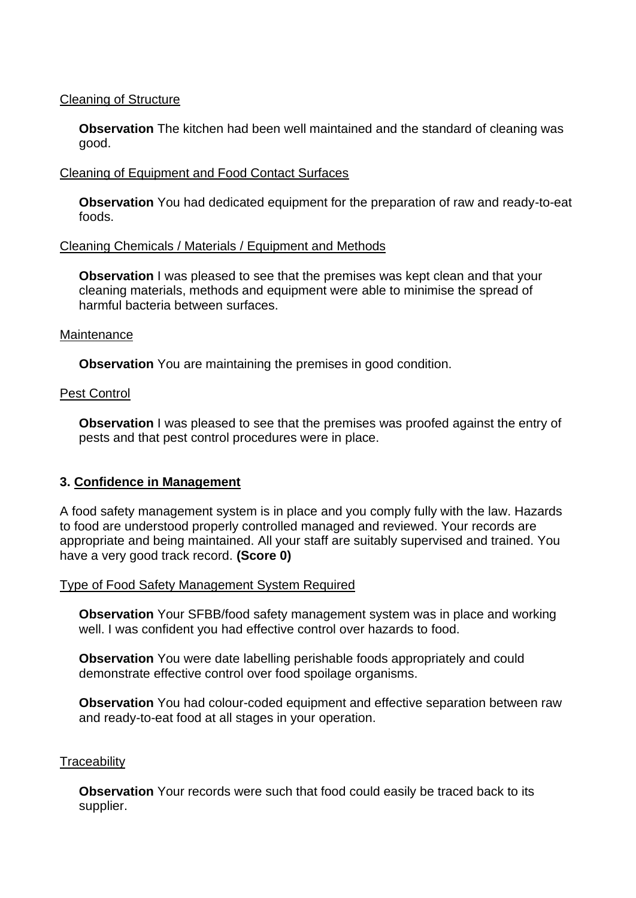Cleaning of Structure

**Observation** The kitchen had been well maintained and the standard of cleaning was good.

Cleaning of Equipment and Food Contact Surfaces

**Observation** You had dedicated equipment for the preparation of raw and ready-to-eat foods.

Cleaning Chemicals / Materials / Equipment and Methods

**Observation** I was pleased to see that the premises was kept clean and that your cleaning materials, methods and equipment were able to minimise the spread of harmful bacteria between surfaces.

Maintenance

**Observation** You are maintaining the premises in good condition.

Pest Control

**Observation** I was pleased to see that the premises was proofed against the entry of pests and that pest control procedures were in place.

## 3. Confidence in Management

A food safety management system is in place and you comply fully with the law. Hazards to food are understood properly controlled managed and reviewed. Your records are appropriate and being maintained. All your staff are suitably supervised and trained. You have a very good track record. **(Score 0)**

Type of Food Safety Management System Required

**Observation** Your SFBB/food safety management system was in place and working well. I was confident you had effective control over hazards to food.

**Observation** You were date labelling perishable foods appropriately and could demonstrate effective control over food spoilage organisms.

**Observation** You had colour-coded equipment and effective separation between raw and ready-to-eat food at all stages in your operation.

Traceability

**Observation** Your records were such that food could easily be traced back to its supplier.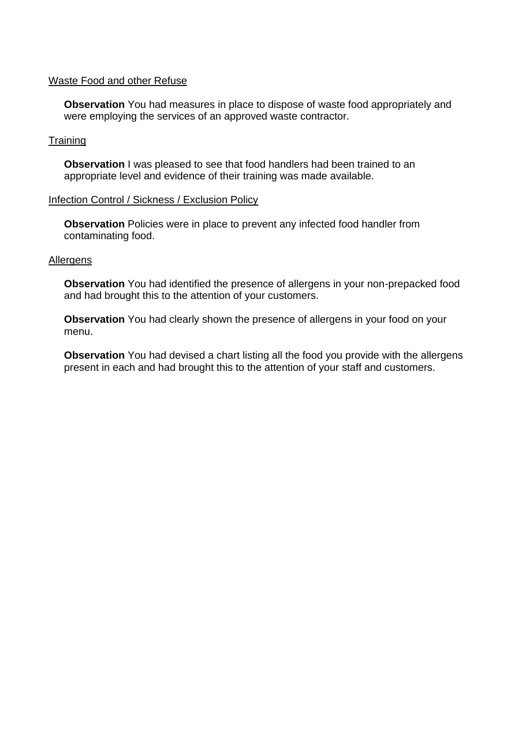Waste Food and other Refuse

**Observation** You had measures in place to dispose of waste food appropriately and were employing the services of an approved waste contractor.

Training

**Observation** I was pleased to see that food handlers had been trained to an appropriate level and evidence of their training was made available.

Infection Control / Sickness / Exclusion Policy

**Observation** Policies were in place to prevent any infected food handler from contaminating food.

Allergens

**Observation** You had identified the presence of allergens in your non-prepacked food and had brought this to the attention of your customers.

**Observation** You had clearly shown the presence of allergens in your food on your menu.

**Observation** You had devised a chart listing all the food you provide with the allergens present in each and had brought this to the attention of your staff and customers.